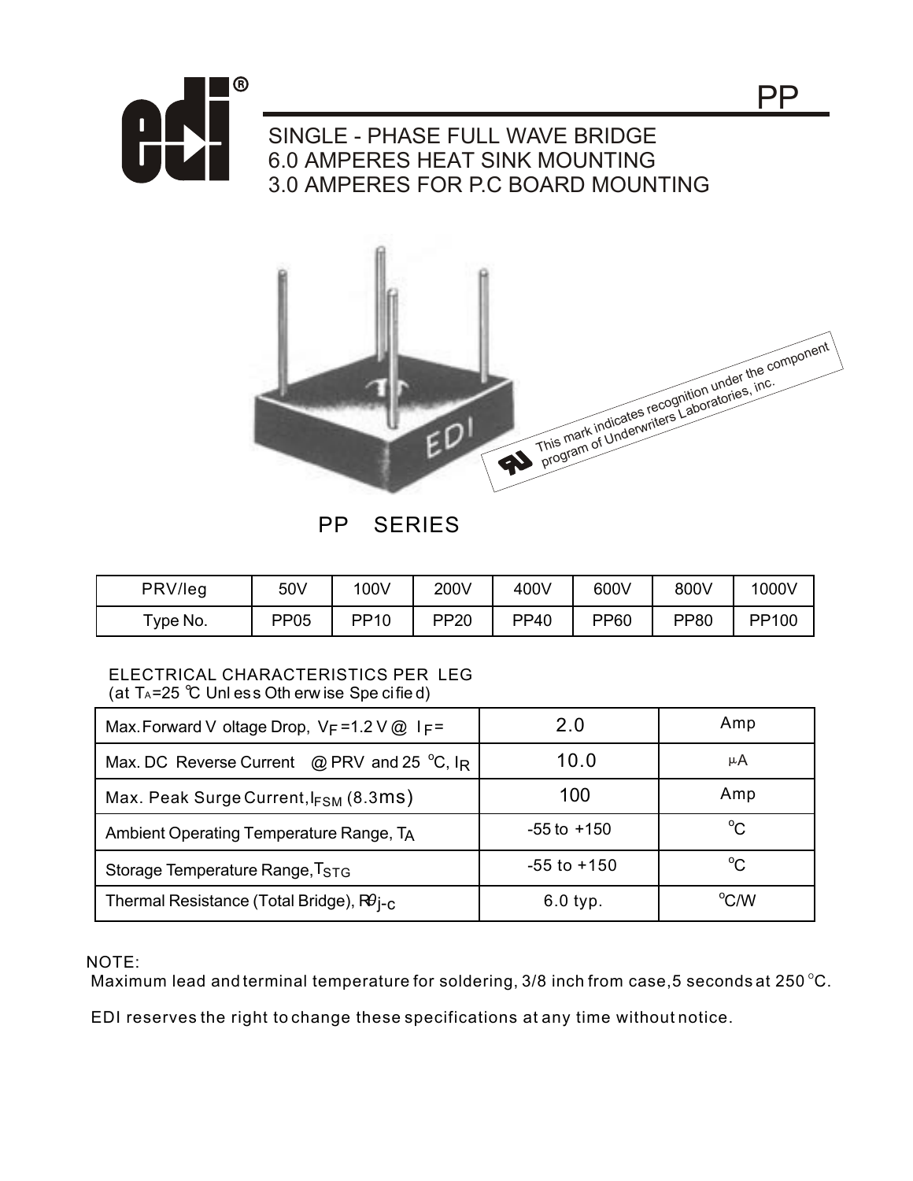# PP

## SINGLE - PHASE FULL WAVE BRIDGE
## 6.0 AMPERES HEAT SINK MOUNTING
## 3.0 AMPERES FOR P.C BOARD MOUNTING

This mark indicates recognition under the component program of Underwriters Laboratories, inc.

PP SERIES

| PRV/leg | 50V | 100V | 200V | 400V | 600V | 800V | 1000V |
|---|---|---|---|---|---|---|---|
| Type No. | PP05 | PP10 | PP20 | PP40 | PP60 | PP80 | PP100 |

ELECTRICAL CHARACTERISTICS PER LEG
(at $T_A$=25 ℃ Unless Otherwise Specified)

| | | |
|---|---|---|
| Max. Forward Voltage Drop, $V_F$=1.2 V @ $I_F$= | 2.0 | Amp |
| Max. DC Reverse Current @ PRV and 25 °C, $I_R$ | 10.0 | μA |
| Max. Peak Surge Current, $I_{FSM}$ (8.3ms) | 100 | Amp |
| Ambient Operating Temperature Range, $T_A$ | -55 to +150 | °C |
| Storage Temperature Range, $T_{STG}$ | -55 to +150 | °C |
| Thermal Resistance (Total Bridge), $R\theta_{j-c}$ | 6.0 typ. | °C/W |

NOTE:
Maximum lead and terminal temperature for soldering, 3/8 inch from case, 5 seconds at 250 °C.

EDI reserves the right to change these specifications at any time without notice.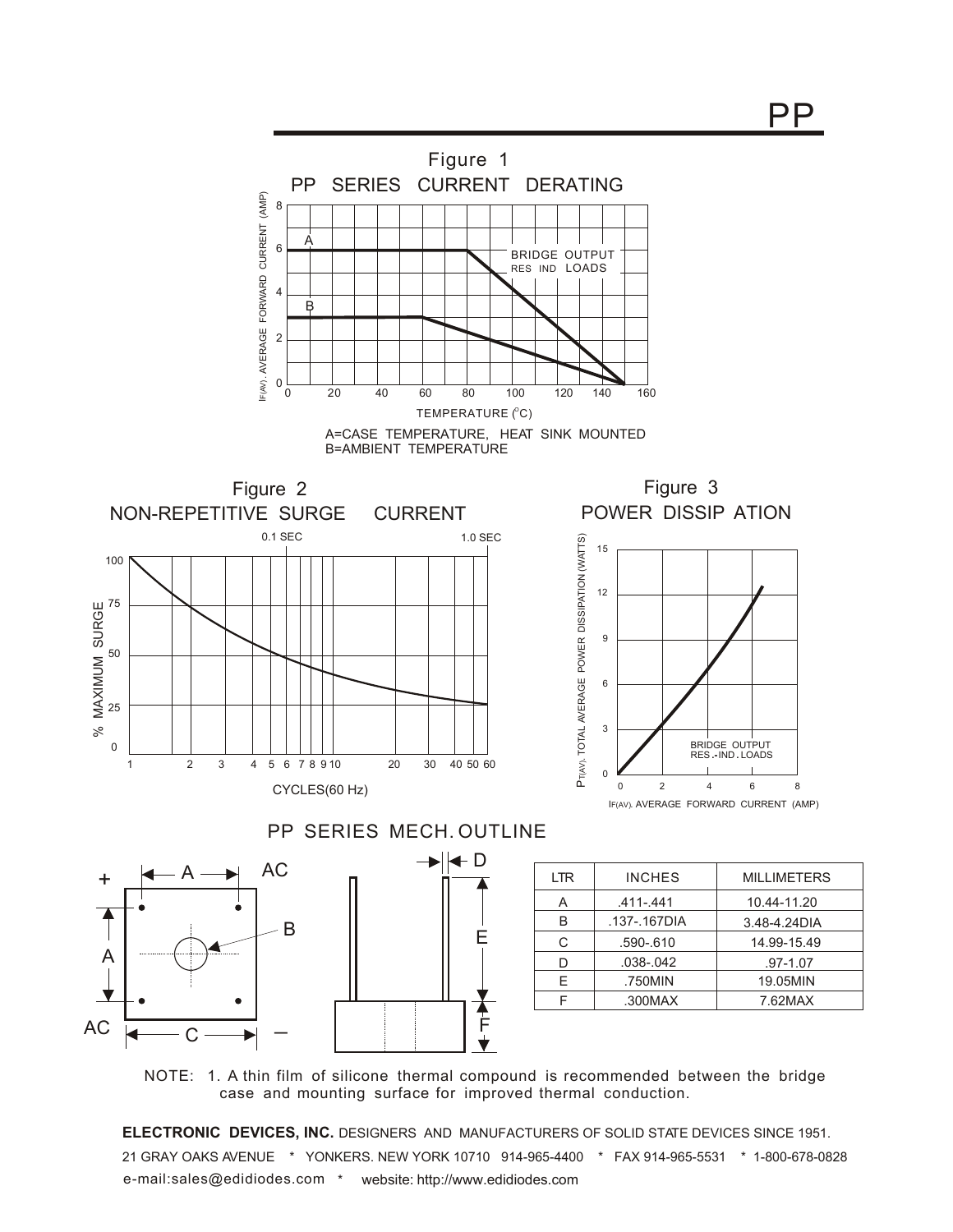# PP

## Figure 1
### PP SERIES CURRENT DERATING

$I_{F(AV)}$, AVERAGE FORWARD CURRENT (AMP)

0
2
4
6
8

A
B

BRIDGE OUTPUT
RES IND LOADS

0 20 40 60 80 100 120 140 160

TEMPERATURE (°C)

A=CASE TEMPERATURE, HEAT SINK MOUNTED
B=AMBIENT TEMPERATURE

## Figure 2
### NON-REPETITIVE SURGE CURRENT

0.1 SEC
1.0 SEC

% MAXIMUM SURGE

0
25
50
75
100

1 2 3 4 5 6 7 8 9 10 20 30 40 50 60

CYCLES(60 Hz)

## Figure 3
### POWER DISSIP ATION

$P_{T(AV)}$, TOTAL AVERAGE POWER DISSIPATION (WATTS)

0
3
6
9
12
15

BRIDGE OUTPUT
RES.-IND. LOADS

0 2 4 6 8

$I_{F(AV)}$, AVERAGE FORWARD CURRENT (AMP)

## PP SERIES MECH. OUTLINE

+ AC AC –

A B C D E F

| LTR | INCHES | MILLIMETERS |
|---|---|---|
| A | .411-.441 | 10.44-11.20 |
| B | .137-.167DIA | 3.48-4.24DIA |
| C | .590-.610 | 14.99-15.49 |
| D | .038-.042 | .97-1.07 |
| E | .750MIN | 19.05MIN |
| F | .300MAX | 7.62MAX |

NOTE: 1. A thin film of silicone thermal compound is recommended between the bridge case and mounting surface for improved thermal conduction.

**ELECTRONIC DEVICES, INC.** DESIGNERS AND MANUFACTURERS OF SOLID STATE DEVICES SINCE 1951.
21 GRAY OAKS AVENUE * YONKERS. NEW YORK 10710 914-965-4400 * FAX 914-965-5531 * 1-800-678-0828
e-mail:sales@edidiodes.com * website: http://www.edidiodes.com